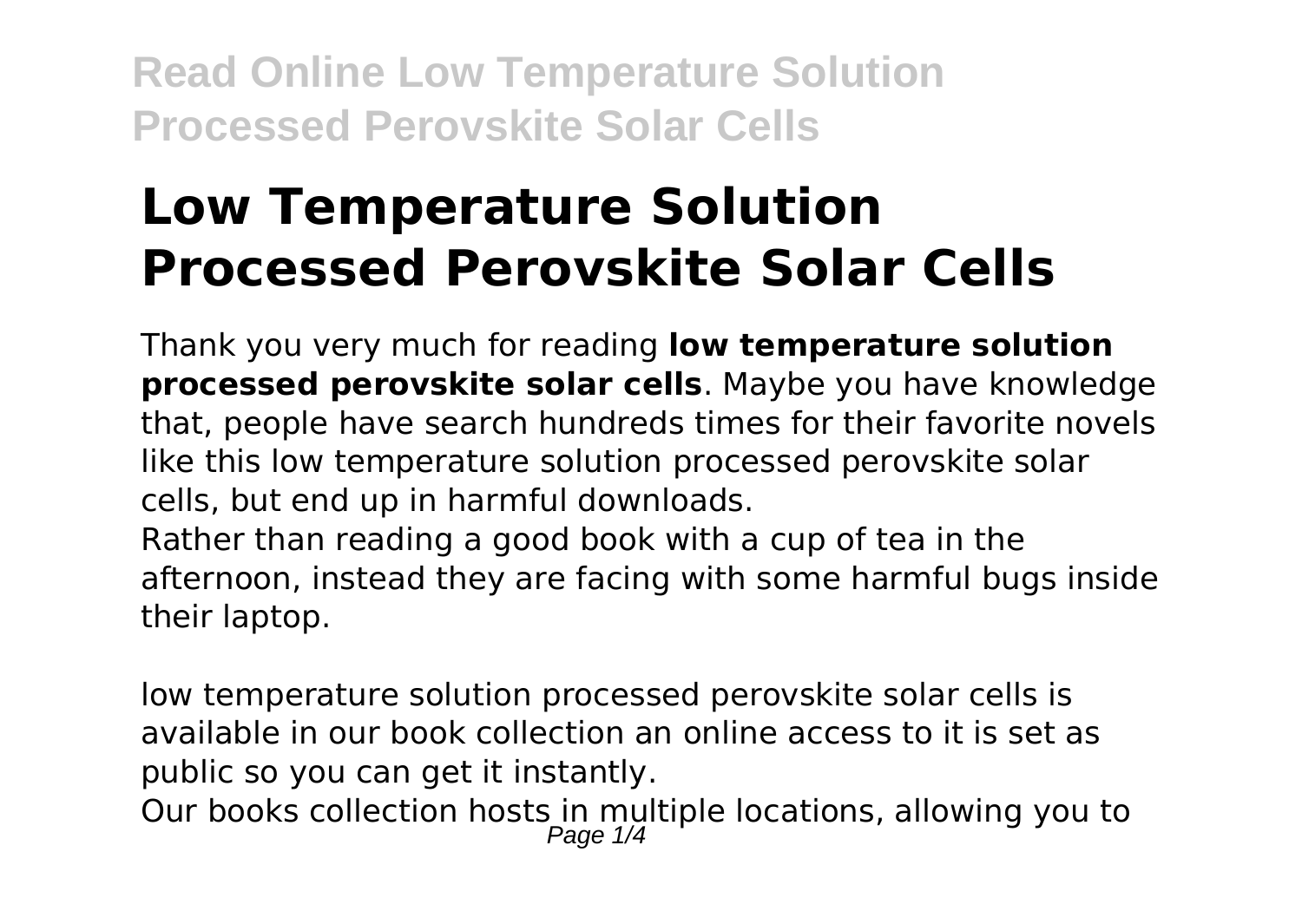# Low Temperature Solution Processed Perovskite Solar Cells

Thank you very much for reading **low temperature solution processed perovskite solar cells**. Maybe you have knowledge that, people have search hundreds times for their favorite novels like this low temperature solution processed perovskite solar cells, but end up in harmful downloads.

Rather than reading a good book with a cup of tea in the afternoon, instead they are facing with some harmful bugs inside their laptop.

low temperature solution processed perovskite solar cells is available in our book collection an online access to it is set as public so you can get it instantly.

Our books collection hosts in multiple locations, allowing you to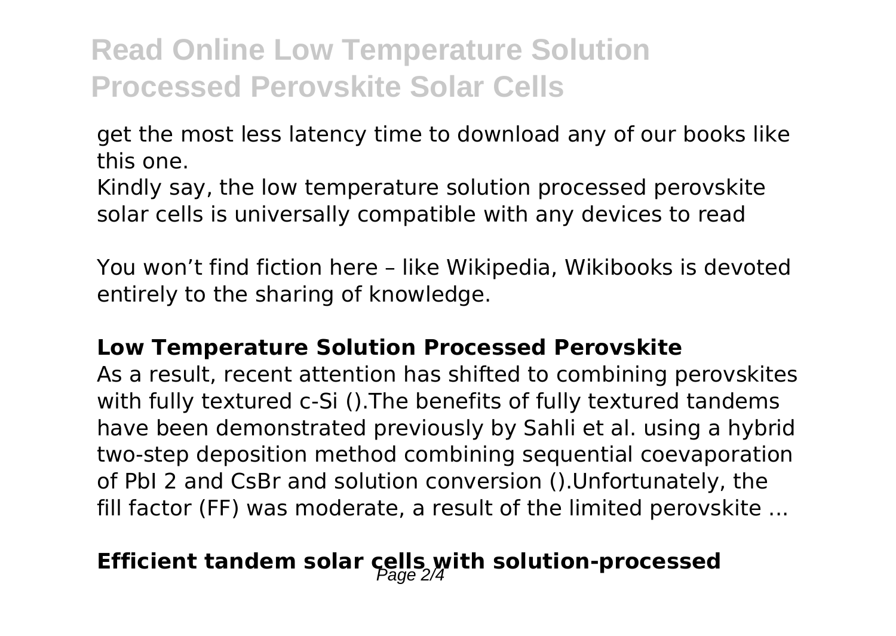get the most less latency time to download any of our books like this one.

Kindly say, the low temperature solution processed perovskite solar cells is universally compatible with any devices to read

You won't find fiction here – like Wikipedia, Wikibooks is devoted entirely to the sharing of knowledge.

## Low Temperature Solution Processed Perovskite

As a result, recent attention has shifted to combining perovskites with fully textured c-Si ().The benefits of fully textured tandems have been demonstrated previously by Sahli et al. using a hybrid two-step deposition method combining sequential coevaporation of $PbI_2$ and CsBr and solution conversion ().Unfortunately, the fill factor (FF) was moderate, a result of the limited perovskite ...

## Efficient tandem solar cells with solution-processed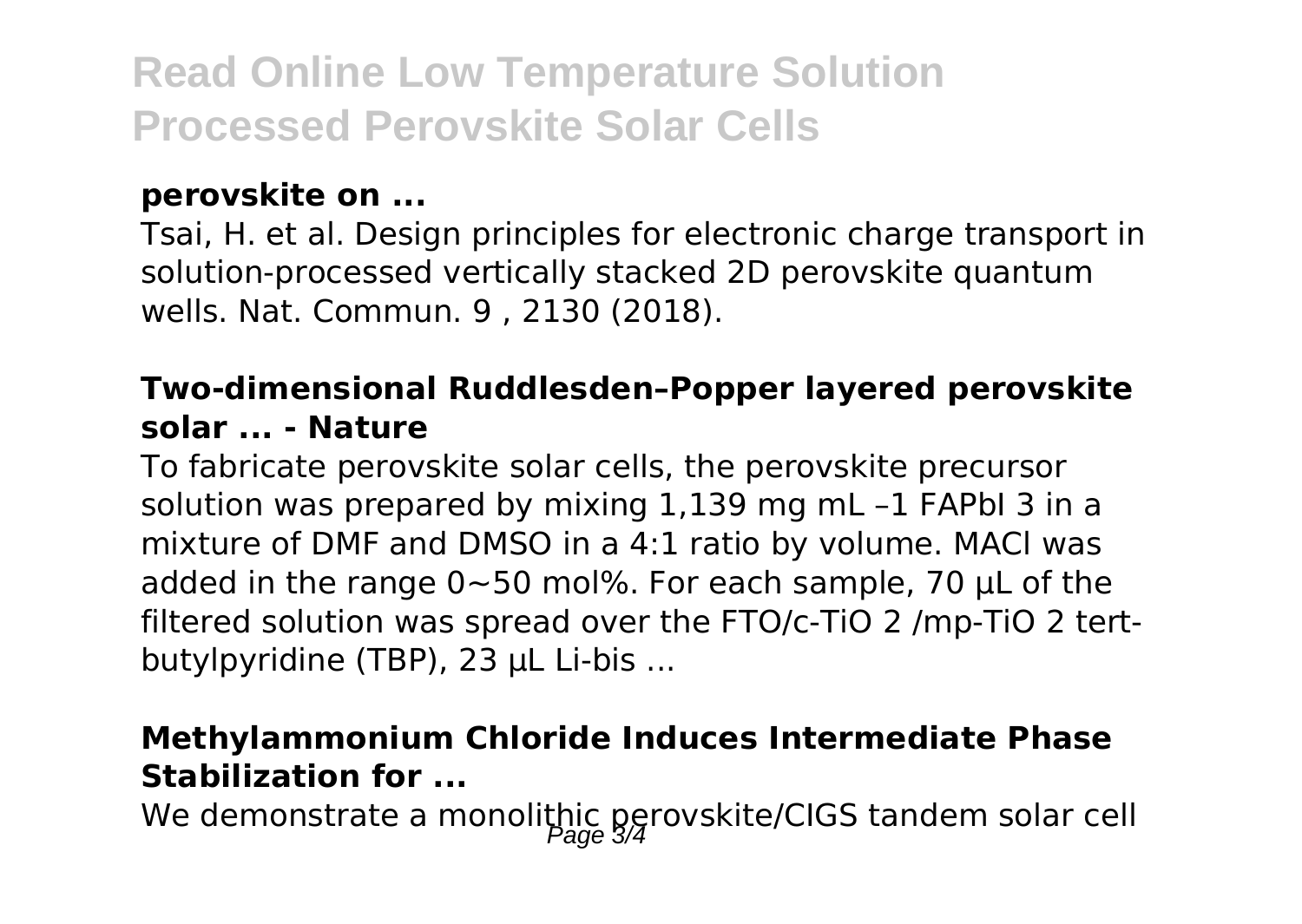### perovskite on ...

Tsai, H. et al. Design principles for electronic charge transport in solution-processed vertically stacked 2D perovskite quantum wells. Nat. Commun. 9 , 2130 (2018).

### Two-dimensional Ruddlesden–Popper layered perovskite solar ... - Nature

To fabricate perovskite solar cells, the perovskite precursor solution was prepared by mixing 1,139 mg mL –1 $FAPbI_3$ in a mixture of DMF and DMSO in a 4:1 ratio by volume. MACl was added in the range 0~50 mol%. For each sample, 70 µL of the filtered solution was spread over the FTO/c-$TiO_2$ /mp-$TiO_2$ tert-butylpyridine (TBP), 23 µL Li-bis ...

### Methylammonium Chloride Induces Intermediate Phase Stabilization for ...

We demonstrate a monolithic perovskite/CIGS tandem solar cell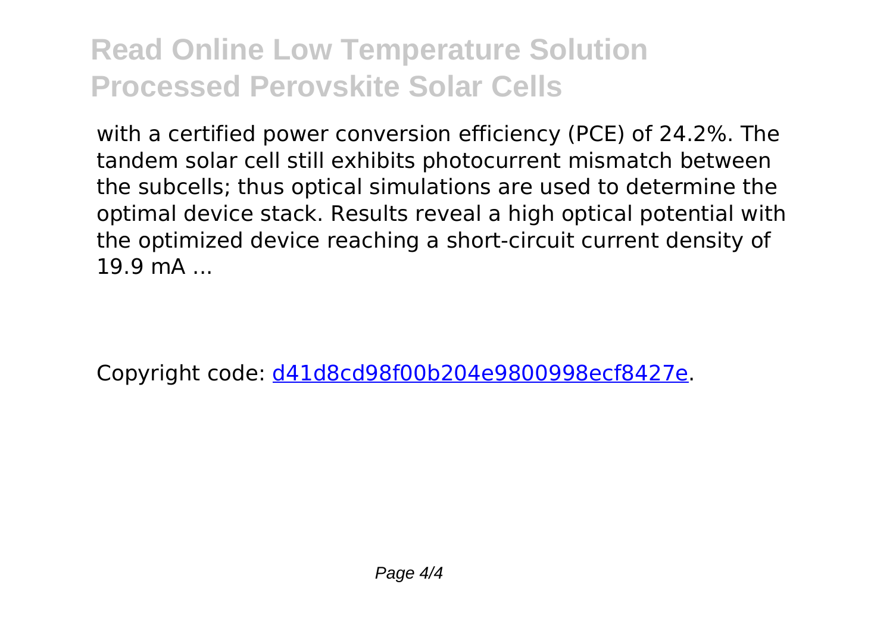with a certified power conversion efficiency (PCE) of 24.2%. The tandem solar cell still exhibits photocurrent mismatch between the subcells; thus optical simulations are used to determine the optimal device stack. Results reveal a high optical potential with the optimized device reaching a short-circuit current density of 19.9 mA ...

Copyright code: [d41d8cd98f00b204e9800998ecf8427e](d41d8cd98f00b204e9800998ecf8427e).